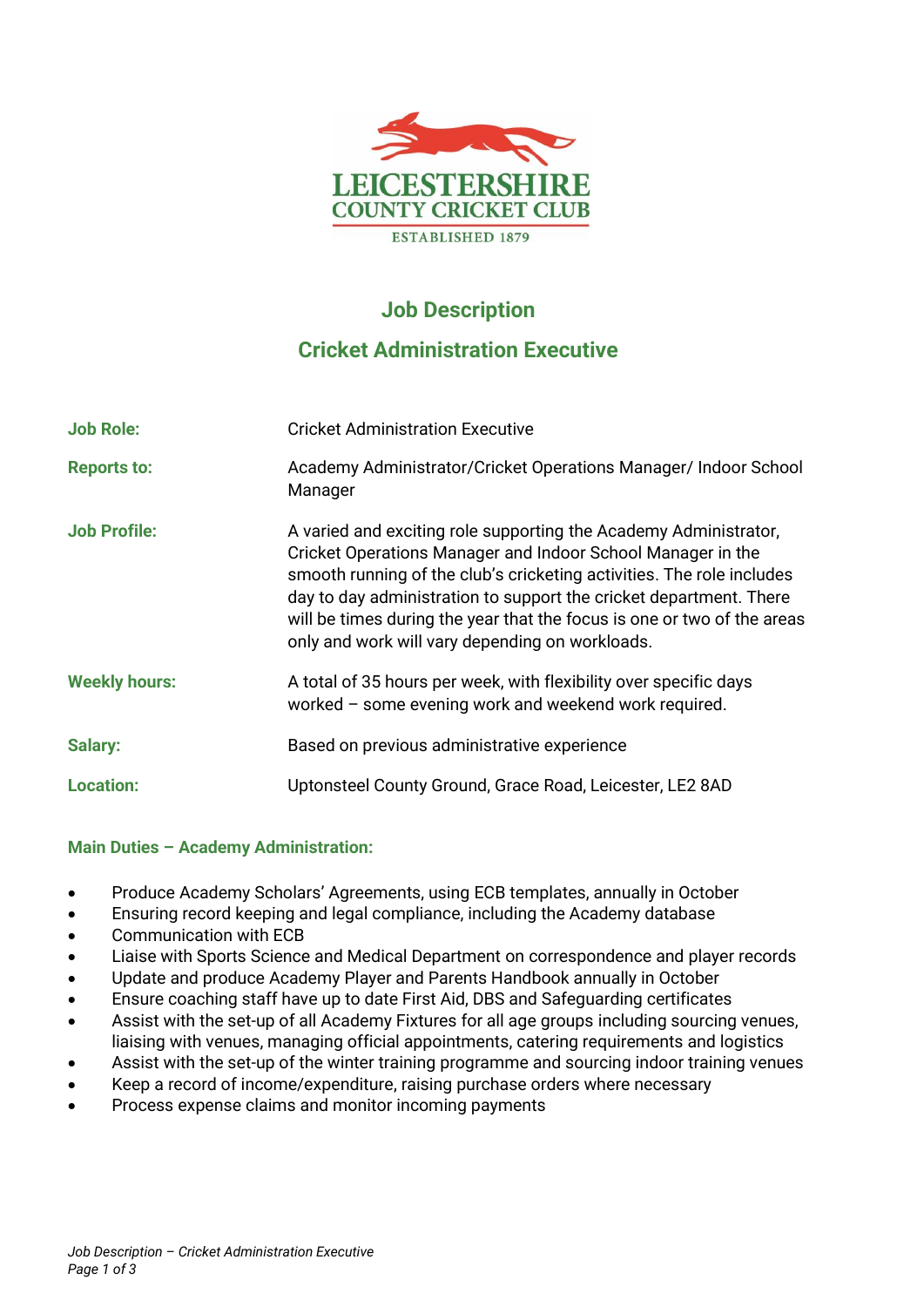LEICESTERSHIRE
COUNTY CRICKET CLUB
ESTABLISHED 1879

# Job Description

## Cricket Administration Executive

| | |
|---|---|
| **Job Role:** | Cricket Administration Executive |
| **Reports to:** | Academy Administrator/Cricket Operations Manager/ Indoor School Manager |
| **Job Profile:** | A varied and exciting role supporting the Academy Administrator, Cricket Operations Manager and Indoor School Manager in the smooth running of the club's cricketing activities. The role includes day to day administration to support the cricket department. There will be times during the year that the focus is one or two of the areas only and work will vary depending on workloads. |
| **Weekly hours:** | A total of 35 hours per week, with flexibility over specific days worked – some evening work and weekend work required. |
| **Salary:** | Based on previous administrative experience |
| **Location:** | Uptonsteel County Ground, Grace Road, Leicester, LE2 8AD |

### Main Duties – Academy Administration:

- Produce Academy Scholars' Agreements, using ECB templates, annually in October
- Ensuring record keeping and legal compliance, including the Academy database
- Communication with ECB
- Liaise with Sports Science and Medical Department on correspondence and player records
- Update and produce Academy Player and Parents Handbook annually in October
- Ensure coaching staff have up to date First Aid, DBS and Safeguarding certificates
- Assist with the set-up of all Academy Fixtures for all age groups including sourcing venues, liaising with venues, managing official appointments, catering requirements and logistics
- Assist with the set-up of the winter training programme and sourcing indoor training venues
- Keep a record of income/expenditure, raising purchase orders where necessary
- Process expense claims and monitor incoming payments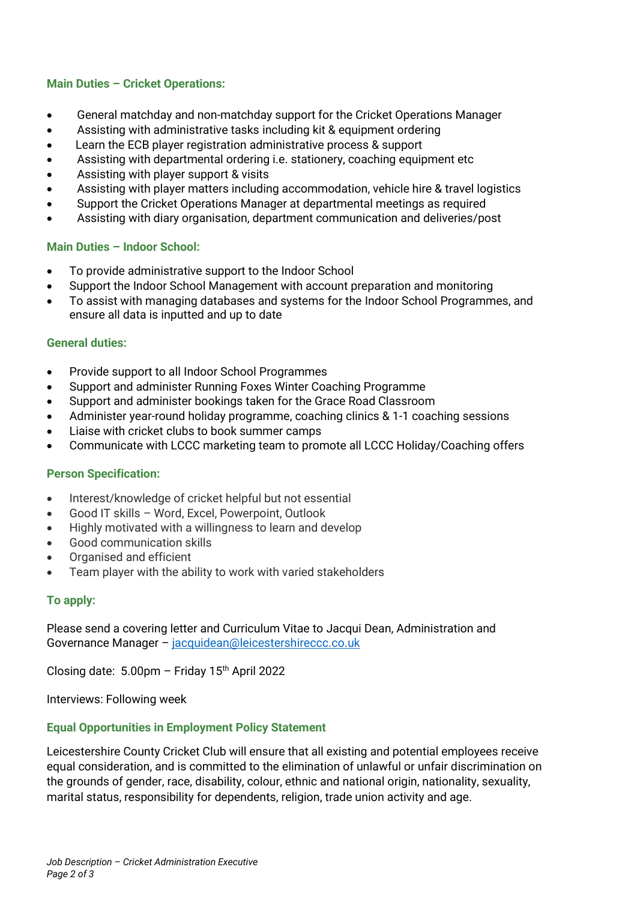### Main Duties – Cricket Operations:

- General matchday and non-matchday support for the Cricket Operations Manager
- Assisting with administrative tasks including kit & equipment ordering
- Learn the ECB player registration administrative process & support
- Assisting with departmental ordering i.e. stationery, coaching equipment etc
- Assisting with player support & visits
- Assisting with player matters including accommodation, vehicle hire & travel logistics
- Support the Cricket Operations Manager at departmental meetings as required
- Assisting with diary organisation, department communication and deliveries/post

### Main Duties – Indoor School:

- To provide administrative support to the Indoor School
- Support the Indoor School Management with account preparation and monitoring
- To assist with managing databases and systems for the Indoor School Programmes, and ensure all data is inputted and up to date

### General duties:

- Provide support to all Indoor School Programmes
- Support and administer Running Foxes Winter Coaching Programme
- Support and administer bookings taken for the Grace Road Classroom
- Administer year-round holiday programme, coaching clinics & 1-1 coaching sessions
- Liaise with cricket clubs to book summer camps
- Communicate with LCCC marketing team to promote all LCCC Holiday/Coaching offers

### Person Specification:

- Interest/knowledge of cricket helpful but not essential
- Good IT skills – Word, Excel, Powerpoint, Outlook
- Highly motivated with a willingness to learn and develop
- Good communication skills
- Organised and efficient
- Team player with the ability to work with varied stakeholders

### To apply:

Please send a covering letter and Curriculum Vitae to Jacqui Dean, Administration and Governance Manager – jacquidean@leicestershireccc.co.uk

Closing date: 5.00pm – Friday 15th April 2022

Interviews: Following week

### Equal Opportunities in Employment Policy Statement

Leicestershire County Cricket Club will ensure that all existing and potential employees receive equal consideration, and is committed to the elimination of unlawful or unfair discrimination on the grounds of gender, race, disability, colour, ethnic and national origin, nationality, sexuality, marital status, responsibility for dependents, religion, trade union activity and age.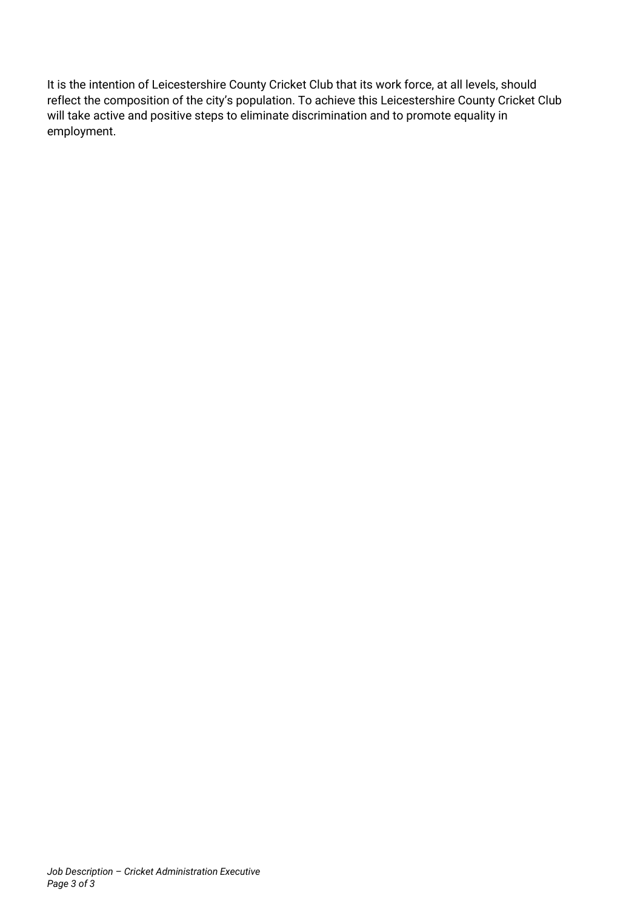It is the intention of Leicestershire County Cricket Club that its work force, at all levels, should reflect the composition of the city's population. To achieve this Leicestershire County Cricket Club will take active and positive steps to eliminate discrimination and to promote equality in employment.